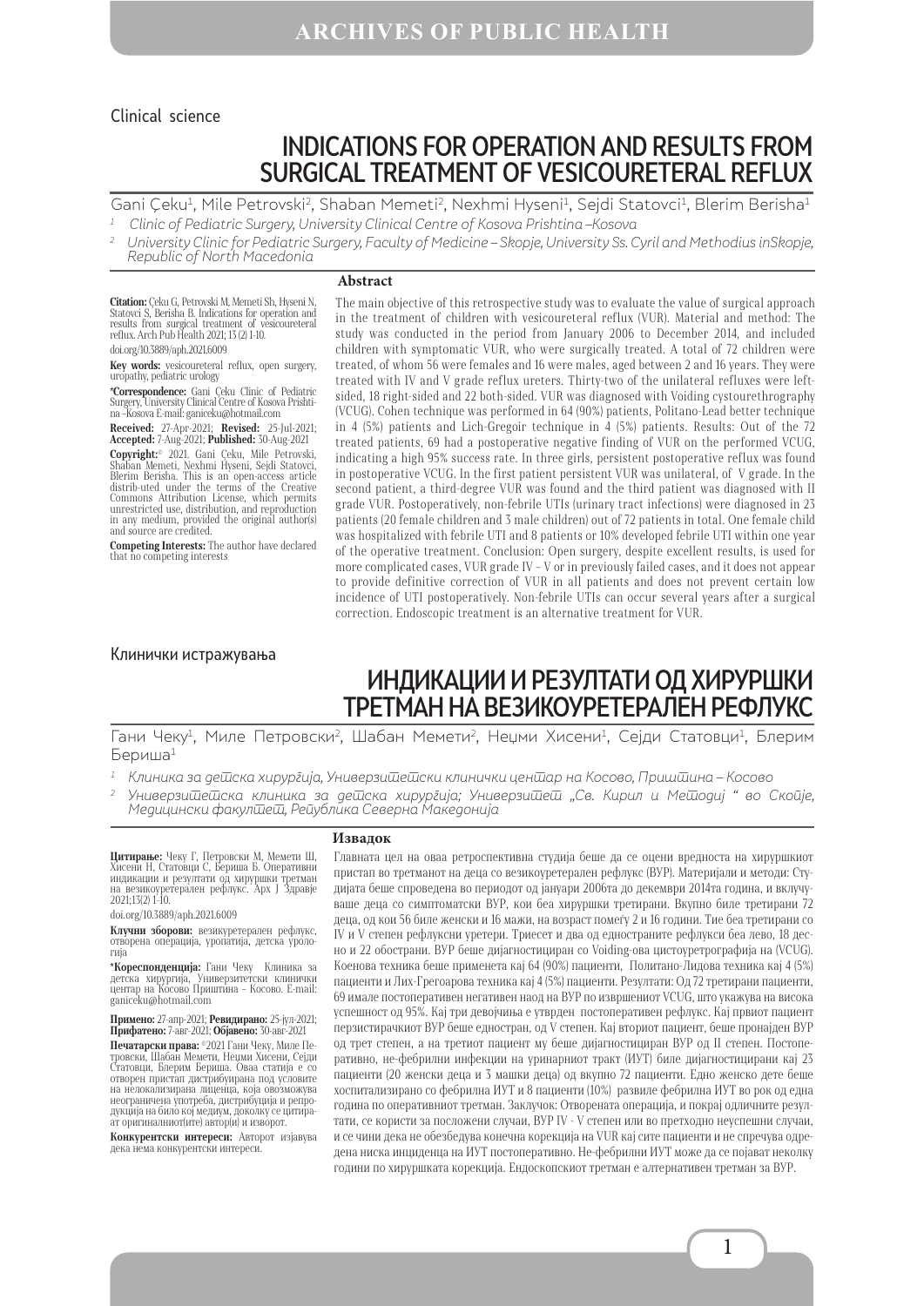Clinical science

# INDICATIONS FOR OPERATION AND RESULTS FROM SURGICAL TREATMENT OF VESICOURETERAL REFLUX

Gani Çeku[1], Mile Petrovski[2], Shaban Memeti[2], Nexhmi Hyseni[1], Sejdi Statovci[1], Blerim Berisha[1]

[1] *Clinic of Pediatric Surgery, University Clinical Centre of Kosova Prishtina –Kosova*

[2] *University Clinic for Pediatric Surgery, Faculty of Medicine – Skopje, University Ss. Cyril and Methodius inSkopje, Republic of North Macedonia*

**Citation:** Çeku G, Petrovski M, Memeti Sh, Hyseni N, Statovci S, Berisha B. Indications for operation and results from surgical treatment of vesicoureteral reflux. Arch Pub Health 2021; 13 (2) 1-10.

doi.org/10.3889/aph.2021.6009

**Key words:** vesicoureteral reflux, open surgery, uropathy, pediatric urology

***Correspondence:** Gani Çeku Clinic of Pediatric Surgery, University Clinical Centre of Kosova Prishtina –Kosova E-mail: ganiceku@hotmail.com

**Received:** 27-Apr-2021; **Revised:** 25-Jul-2021; **Accepted:** 7-Aug-2021; **Published:** 30-Aug-2021

**Copyright:**© 2021. Gani Çeku, Mile Petrovski, Shaban Memeti, Nexhmi Hyseni, Sejdi Statovci, Blerim Berisha. This is an open-access article distrib-uted under the terms of the Creative Commons Attribution License, which permits unrestricted use, distribution, and reproduction in any medium, provided the original author(s) and source are credited.

**Competing Interests:** The author have declared that no competing interests

## Abstract

The main objective of this retrospective study was to evaluate the value of surgical approach in the treatment of children with vesicoureteral reflux (VUR). Material and method: The study was conducted in the period from January 2006 to December 2014, and included children with symptomatic VUR, who were surgically treated. A total of 72 children were treated, of whom 56 were females and 16 were males, aged between 2 and 16 years. They were treated with IV and V grade reflux ureters. Thirty-two of the unilateral refluxes were left-sided, 18 right-sided and 22 both-sided. VUR was diagnosed with Voiding cystourethrography (VCUG). Cohen technique was performed in 64 (90%) patients, Politano-Lead better technique in 4 (5%) patients and Lich-Gregoir technique in 4 (5%) patients. Results: Out of the 72 treated patients, 69 had a postoperative negative finding of VUR on the performed VCUG, indicating a high 95% success rate. In three girls, persistent postoperative reflux was found in postoperative VCUG. In the first patient persistent VUR was unilateral, of V grade. In the second patient, a third-degree VUR was found and the third patient was diagnosed with II grade VUR. Postoperatively, non-febrile UTIs (urinary tract infections) were diagnosed in 23 patients (20 female children and 3 male children) out of 72 patients in total. One female child was hospitalized with febrile UTI and 8 patients or 10% developed febrile UTI within one year of the operative treatment. Conclusion: Open surgery, despite excellent results, is used for more complicated cases, VUR grade IV – V or in previously failed cases, and it does not appear to provide definitive correction of VUR in all patients and does not prevent certain low incidence of UTI postoperatively. Non-febrile UTIs can occur several years after a surgical correction. Endoscopic treatment is an alternative treatment for VUR.

Клинички истражувања

# ИНДИКАЦИИ И РЕЗУЛТАТИ ОД ХИРУРШКИ ТРЕТМАН НА ВЕЗИКОУРЕТЕРАЛЕН РЕФЛУКС

Гани Чеку[1], Миле Петровски[2], Шабан Мемети[2], Нецми Хисени[1], Сејди Статовци[1], Блерим Бериша[1]

[1] *Клиника за детска хирургија, Универзитетски клинички центар на Косово, Приштина – Косово*

[2] *Универзитетска клиника за детска хирургија; Универзитет „Св. Кирил и Методиј " во Скопје, Медицински факултет, Република Северна Македонија*

**Цитирање:** Чеку Г, Петровски М, Мемети Ш, Хисени Н, Статовци С, Бериша Б. Оперативни индикации и резултати од хируршки третман на везикоуретерален рефлукс. Арх Ј Здравје 2021;13(2) 1-10.

doi.org/10.3889/aph.2021.6009

**Клучни зборови:** везикуретерален рефлукс, отворена операција, уропатија, детска урологија

***Кореспонденција:** Гани Чеку Клиника за детска хирургија, Универзитетски клинички центар на Косово Приштина – Косово. E-mail: ganiceku@hotmail.com

**Примено:** 27-апр-2021; **Ревидирано:** 25-јул-2021; **Прифатено:** 7-авг-2021; **Објавено:** 30-авг-2021

**Печатарски права:** ©2021 Гани Чеку, Миле Петровски, Шабан Мемети, Нецми Хисени, Сејди Статовци, Блерим Бериша. Оваа статија е со отворен пристап дистрибуирана под условите на нелокализирана лиценца, која овозможува неограничена употреба, дистрибуција и репродукција на било кој медиум, доколку се цитираат оригиналниот(ите) автор(и) и изворот.

**Конкурентски интереси:** Авторот изјавува дека нема конкурентски интереси.

## Извадок

Главната цел на оваа ретроспективна студија беше да се оцени вредноста на хируршкиот пристап во третманот на деца со везикоуретерален рефлукс (ВУР). Материјали и методи: Студијата беше спроведена во периодот од јануари 2006та до декември 2014та година, и вклучуваше деца со симптоматски ВУР, кои беа хируршки третирани. Вкупно биле третирани 72 деца, од кои 56 биле женски и 16 мажи, на возраст помеѓу 2 и 16 години. Тие беа третирани со IV и V степен рефлуксни уретери. Триесет и два од едностраните рефлукси беа лево, 18 десно и 22 обострани. ВУР беше дијагностициран со Voiding-ова цистоуретрографија на (VCUG). Коенова техника беше применета кај 64 (90%) пациенти, Политано-Лидова техника кај 4 (5%) пациенти и Лих-Грегоарова техника кај 4 (5%) пациенти. Резултати: Од 72 третирани пациенти, 69 имале постоперативен негативен наод на ВУР по извршениот VCUG, што укажува на висока успешност од 95%. Кај три девојчиња е утврден постоперативен рефлукс. Кај првиот пациент перзистирачкиот ВУР беше едностран, од V степен. Кај вториот пациент, беше пронајден ВУР од трет степен, а на третиот пациент му беше дијагностициран ВУР од II степен. Постоперативно, не-фебрилни инфекции на уринарниот тракт (ИУТ) биле дијагностицирани кај 23 пациенти (20 женски деца и 3 машки деца) од вкупно 72 пациенти. Едно женско дете беше хоспитализирано со фебрилна ИУТ и 8 пациенти (10%) развиле фебрилна ИУТ во рок од една година по оперативниот третман. Заклучок: Отворената операција, и покрај одличните резултати, се користи за посложени случаи, ВУР IV - V степен или во претходно неуспешни случаи, и се чини дека не обезбедува конечна корекција на VUR кај сите пациенти и не спречува одредена ниска инциденца на ИУТ постоперативно. Не-фебрилни ИУТ може да се појават неколку години по хируршката корекција. Ендоскопскиот третман е алтернативен третман за ВУР.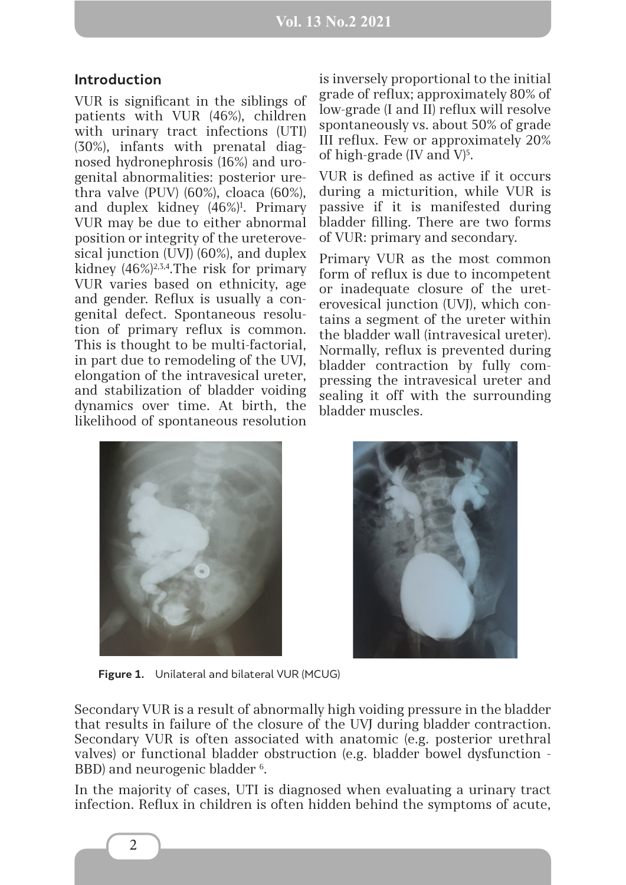## Introduction

VUR is significant in the siblings of patients with VUR (46%), children with urinary tract infections (UTI) (30%), infants with prenatal diagnosed hydronephrosis (16%) and urogenital abnormalities: posterior urethra valve (PUV) (60%), cloaca (60%), and duplex kidney (46%)[1]. Primary VUR may be due to either abnormal position or integrity of the ureterovesical junction (UVJ) (60%), and duplex kidney (46%)[2,3,4].The risk for primary VUR varies based on ethnicity, age and gender. Reflux is usually a congenital defect. Spontaneous resolution of primary reflux is common. This is thought to be multi-factorial, in part due to remodeling of the UVJ, elongation of the intravesical ureter, and stabilization of bladder voiding dynamics over time. At birth, the likelihood of spontaneous resolution is inversely proportional to the initial grade of reflux; approximately 80% of low-grade (I and II) reflux will resolve spontaneously vs. about 50% of grade III reflux. Few or approximately 20% of high-grade (IV and V)[5].

VUR is defined as active if it occurs during a micturition, while VUR is passive if it is manifested during bladder filling. There are two forms of VUR: primary and secondary.

Primary VUR as the most common form of reflux is due to incompetent or inadequate closure of the ureterovesical junction (UVJ), which contains a segment of the ureter within the bladder wall (intravesical ureter). Normally, reflux is prevented during bladder contraction by fully compressing the intravesical ureter and sealing it off with the surrounding bladder muscles.

**Figure 1.** Unilateral and bilateral VUR (MCUG)

Secondary VUR is a result of abnormally high voiding pressure in the bladder that results in failure of the closure of the UVJ during bladder contraction. Secondary VUR is often associated with anatomic (e.g. posterior urethral valves) or functional bladder obstruction (e.g. bladder bowel dysfunction - BBD) and neurogenic bladder [6].

In the majority of cases, UTI is diagnosed when evaluating a urinary tract infection. Reflux in children is often hidden behind the symptoms of acute,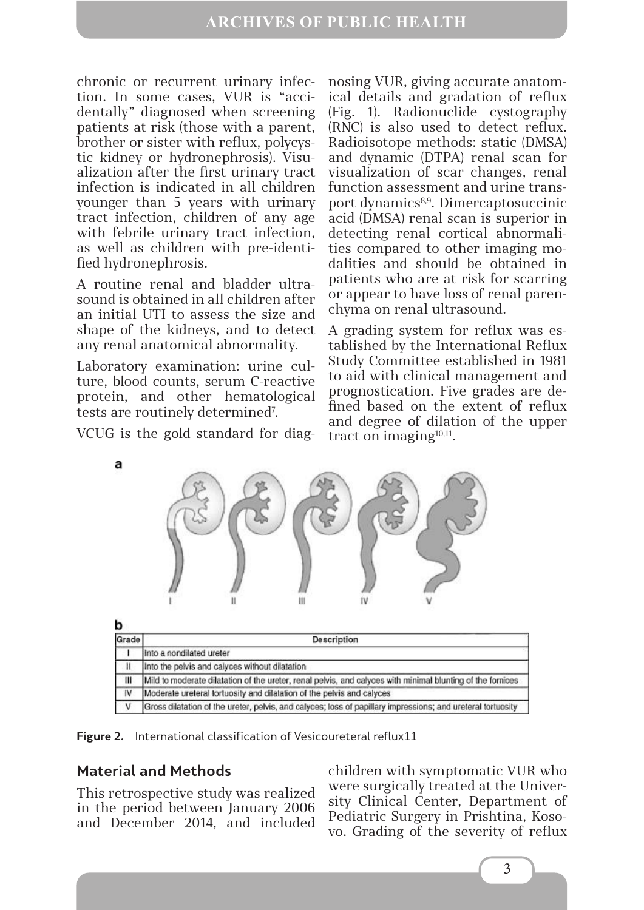chronic or recurrent urinary infection. In some cases, VUR is "accidentally" diagnosed when screening patients at risk (those with a parent, brother or sister with reflux, polycystic kidney or hydronephrosis). Visualization after the first urinary tract infection is indicated in all children younger than 5 years with urinary tract infection, children of any age with febrile urinary tract infection, as well as children with pre-identified hydronephrosis.

A routine renal and bladder ultrasound is obtained in all children after an initial UTI to assess the size and shape of the kidneys, and to detect any renal anatomical abnormality.

Laboratory examination: urine culture, blood counts, serum C-reactive protein, and other hematological tests are routinely determined[7].

VCUG is the gold standard for diagnosing VUR, giving accurate anatomical details and gradation of reflux (Fig. 1). Radionuclide cystography (RNC) is also used to detect reflux. Radioisotope methods: static (DMSA) and dynamic (DTPA) renal scan for visualization of scar changes, renal function assessment and urine transport dynamics[8,9]. Dimercaptosuccinic acid (DMSA) renal scan is superior in detecting renal cortical abnormalities compared to other imaging modalities and should be obtained in patients who are at risk for scarring or appear to have loss of renal parenchyma on renal ultrasound.

A grading system for reflux was established by the International Reflux Study Committee established in 1981 to aid with clinical management and prognostication. Five grades are defined based on the extent of reflux and degree of dilation of the upper tract on imaging[10,11].

a

I II III IV V

b

| Grade | Description |
|---|---|
| I | Into a nondilated ureter |
| II | Into the pelvis and calyces without dilatation |
| III | Mild to moderate dilatation of the ureter, renal pelvis, and calyces with minimal blunting of the fornices |
| IV | Moderate ureteral tortuosity and dilatation of the pelvis and calyces |
| V | Gross dilatation of the ureter, pelvis, and calyces; loss of papillary impressions; and ureteral tortuosity |

**Figure 2.** International classification of Vesicoureteral reflux11

## Material and Methods

This retrospective study was realized in the period between January 2006 and December 2014, and included children with symptomatic VUR who were surgically treated at the University Clinical Center, Department of Pediatric Surgery in Prishtina, Kosovo. Grading of the severity of reflux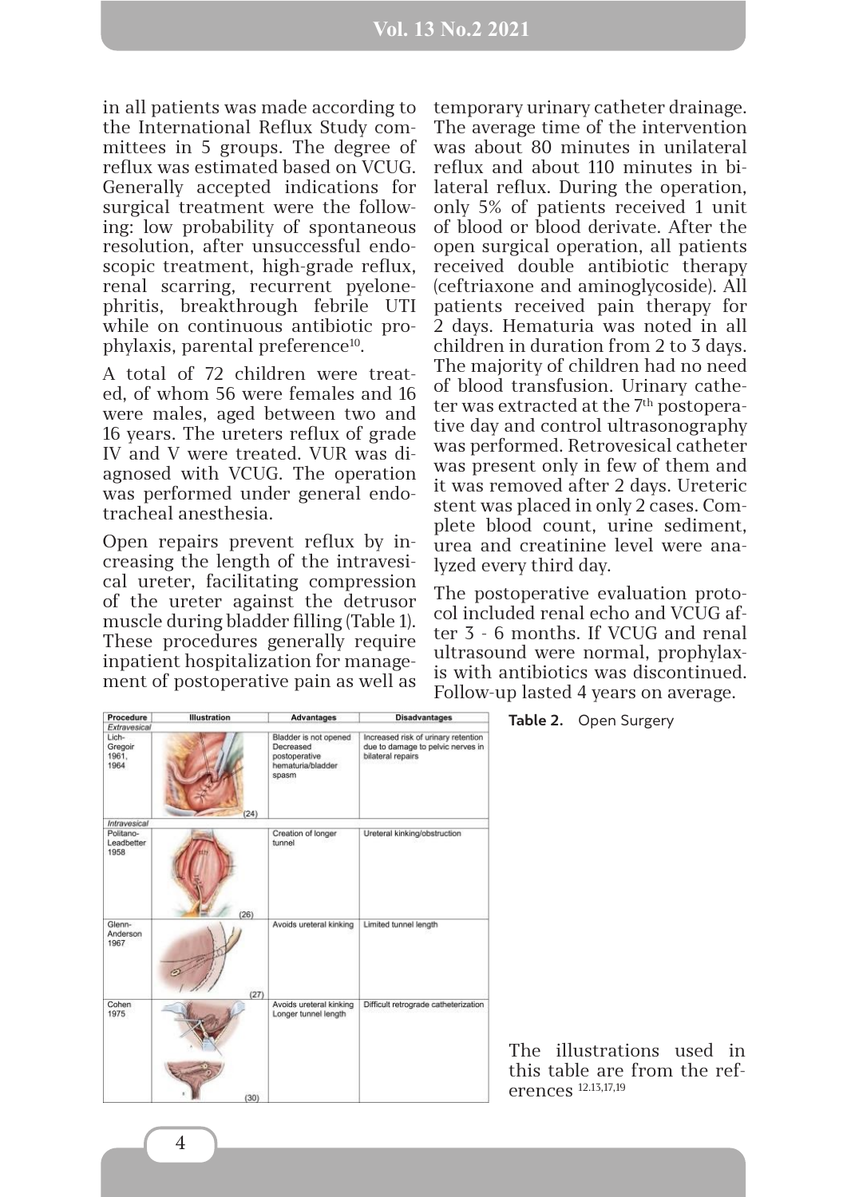in all patients was made according to the International Reflux Study committees in 5 groups. The degree of reflux was estimated based on VCUG. Generally accepted indications for surgical treatment were the following: low probability of spontaneous resolution, after unsuccessful endoscopic treatment, high-grade reflux, renal scarring, recurrent pyelonephritis, breakthrough febrile UTI while on continuous antibiotic prophylaxis, parental preference[10].

A total of 72 children were treated, of whom 56 were females and 16 were males, aged between two and 16 years. The ureters reflux of grade IV and V were treated. VUR was diagnosed with VCUG. The operation was performed under general endotracheal anesthesia.

Open repairs prevent reflux by increasing the length of the intravesical ureter, facilitating compression of the ureter against the detrusor muscle during bladder filling (Table 1). These procedures generally require inpatient hospitalization for management of postoperative pain as well as temporary urinary catheter drainage. The average time of the intervention was about 80 minutes in unilateral reflux and about 110 minutes in bilateral reflux. During the operation, only 5% of patients received 1 unit of blood or blood derivate. After the open surgical operation, all patients received double antibiotic therapy (ceftriaxone and aminoglycoside). All patients received pain therapy for 2 days. Hematuria was noted in all children in duration from 2 to 3 days. The majority of children had no need of blood transfusion. Urinary catheter was extracted at the 7th postoperative day and control ultrasonography was performed. Retrovesical catheter was present only in few of them and it was removed after 2 days. Ureteric stent was placed in only 2 cases. Complete blood count, urine sediment, urea and creatinine level were analyzed every third day.

The postoperative evaluation protocol included renal echo and VCUG after 3 - 6 months. If VCUG and renal ultrasound were normal, prophylaxis with antibiotics was discontinued. Follow-up lasted 4 years on average.

**Table 2.** Open Surgery

| Procedure | Illustration | Advantages | Disadvantages |
|---|---|---|---|
| *Extravesical* | | | |
| Lich-Gregoir 1961, 1964 | (24) | Bladder is not opened<br>Decreased postoperative hematuria/bladder spasm | Increased risk of urinary retention due to damage to pelvic nerves in bilateral repairs |
| *Intravesical* | | | |
| Politano-Leadbetter 1958 | (26) | Creation of longer tunnel | Ureteral kinking/obstruction |
| Glenn-Anderson 1967 | (27) | Avoids ureteral kinking | Limited tunnel length |
| Cohen 1975 | (30) | Avoids ureteral kinking<br>Longer tunnel length | Difficult retrograde catheterization |

The illustrations used in this table are from the references [12,13,17,19]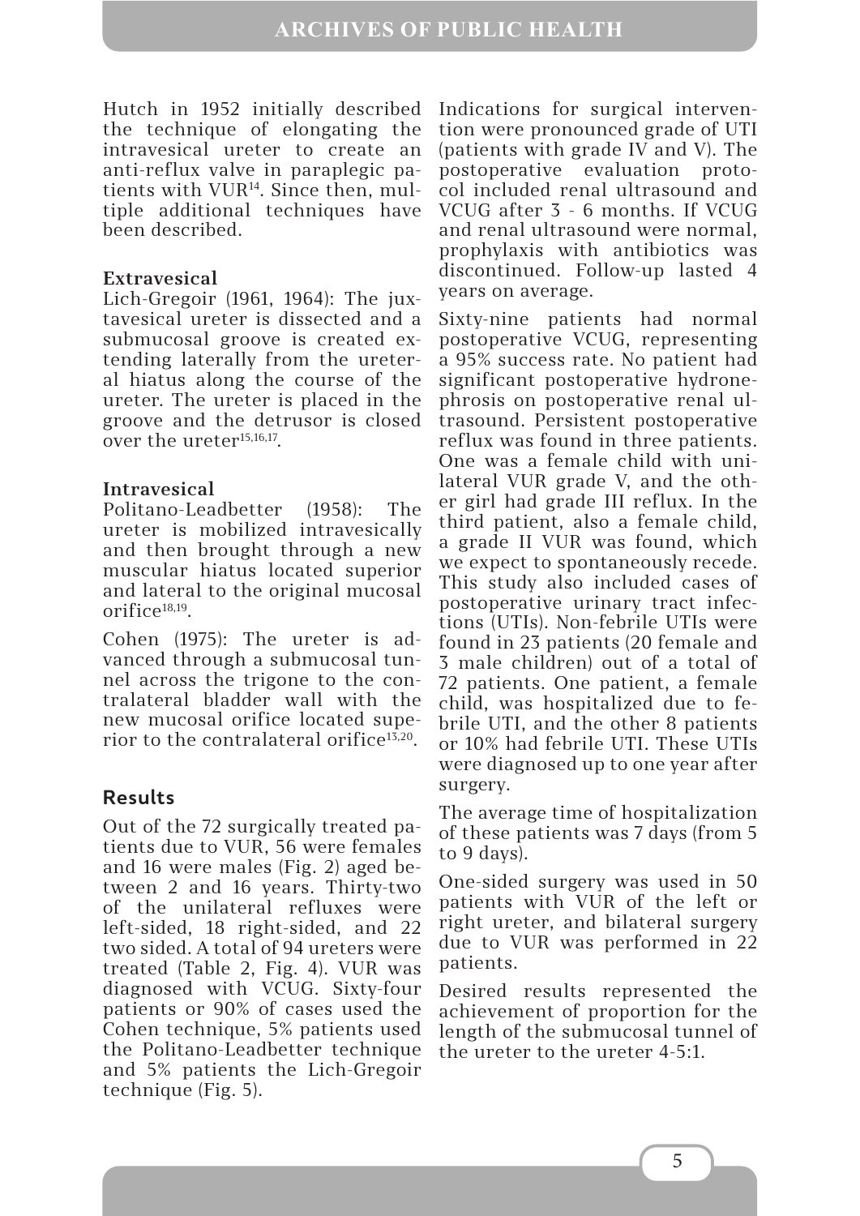Hutch in 1952 initially described the technique of elongating the intravesical ureter to create an anti-reflux valve in paraplegic patients with VUR[14]. Since then, multiple additional techniques have been described.

**Extravesical**

Lich-Gregoir (1961, 1964): The juxtavesical ureter is dissected and a submucosal groove is created extending laterally from the ureteral hiatus along the course of the ureter. The ureter is placed in the groove and the detrusor is closed over the ureter[15,16,17].

**Intravesical**

Politano-Leadbetter (1958): The ureter is mobilized intravesically and then brought through a new muscular hiatus located superior and lateral to the original mucosal orifice[18,19].

Cohen (1975): The ureter is advanced through a submucosal tunnel across the trigone to the contralateral bladder wall with the new mucosal orifice located superior to the contralateral orifice[13,20].

## Results

Out of the 72 surgically treated patients due to VUR, 56 were females and 16 were males (Fig. 2) aged between 2 and 16 years. Thirty-two of the unilateral refluxes were left-sided, 18 right-sided, and 22 two sided. A total of 94 ureters were treated (Table 2, Fig. 4). VUR was diagnosed with VCUG. Sixty-four patients or 90% of cases used the Cohen technique, 5% patients used the Politano-Leadbetter technique and 5% patients the Lich-Gregoir technique (Fig. 5).

Indications for surgical intervention were pronounced grade of UTI (patients with grade IV and V). The postoperative evaluation protocol included renal ultrasound and VCUG after 3 - 6 months. If VCUG and renal ultrasound were normal, prophylaxis with antibiotics was discontinued. Follow-up lasted 4 years on average.

Sixty-nine patients had normal postoperative VCUG, representing a 95% success rate. No patient had significant postoperative hydronephrosis on postoperative renal ultrasound. Persistent postoperative reflux was found in three patients. One was a female child with unilateral VUR grade V, and the other girl had grade III reflux. In the third patient, also a female child, a grade II VUR was found, which we expect to spontaneously recede. This study also included cases of postoperative urinary tract infections (UTIs). Non-febrile UTIs were found in 23 patients (20 female and 3 male children) out of a total of 72 patients. One patient, a female child, was hospitalized due to febrile UTI, and the other 8 patients or 10% had febrile UTI. These UTIs were diagnosed up to one year after surgery.

The average time of hospitalization of these patients was 7 days (from 5 to 9 days).

One-sided surgery was used in 50 patients with VUR of the left or right ureter, and bilateral surgery due to VUR was performed in 22 patients.

Desired results represented the achievement of proportion for the length of the submucosal tunnel of the ureter to the ureter 4-5:1.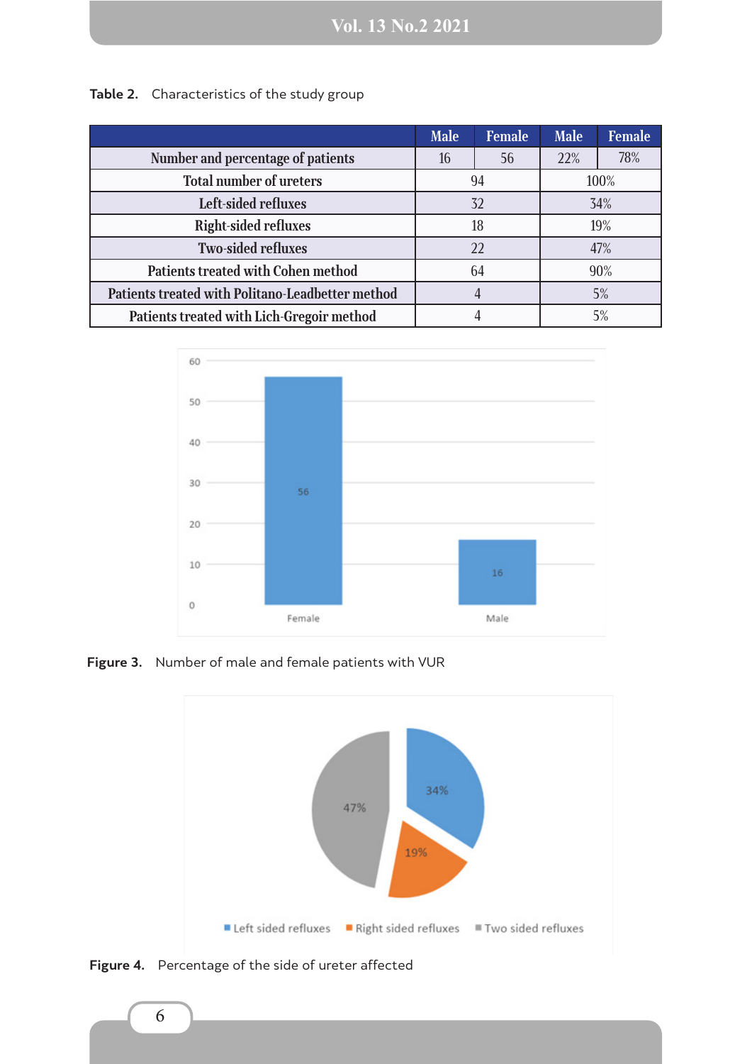**Table 2.** Characteristics of the study group

| | Male | Female | Male | Female |
|---|---|---|---|---|
| Number and percentage of patients | 16 | 56 | 22% | 78% |
| Total number of ureters | 94 | | 100% | |
| Left-sided refluxes | 32 | | 34% | |
| Right-sided refluxes | 18 | | 19% | |
| Two-sided refluxes | 22 | | 47% | |
| Patients treated with Cohen method | 64 | | 90% | |
| Patients treated with Politano-Leadbetter method | 4 | | 5% | |
| Patients treated with Lich-Gregoir method | 4 | | 5% | |

**Figure 3.** Number of male and female patients with VUR

**Figure 4.** Percentage of the side of ureter affected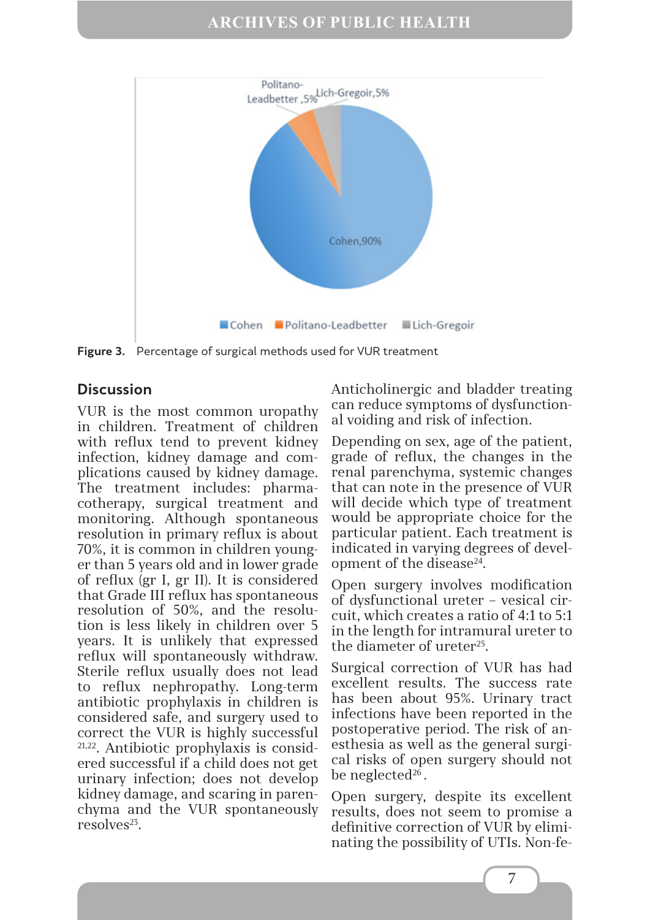Figure 3. Percentage of surgical methods used for VUR treatment

## Discussion

VUR is the most common uropathy in children. Treatment of children with reflux tend to prevent kidney infection, kidney damage and complications caused by kidney damage. The treatment includes: pharmacotherapy, surgical treatment and monitoring. Although spontaneous resolution in primary reflux is about 70%, it is common in children younger than 5 years old and in lower grade of reflux (gr I, gr II). It is considered that Grade III reflux has spontaneous resolution of 50%, and the resolution is less likely in children over 5 years. It is unlikely that expressed reflux will spontaneously withdraw. Sterile reflux usually does not lead to reflux nephropathy. Long-term antibiotic prophylaxis in children is considered safe, and surgery used to correct the VUR is highly successful [21,22]. Antibiotic prophylaxis is considered successful if a child does not get urinary infection; does not develop kidney damage, and scaring in parenchyma and the VUR spontaneously resolves[23].

Anticholinergic and bladder treating can reduce symptoms of dysfunctional voiding and risk of infection.

Depending on sex, age of the patient, grade of reflux, the changes in the renal parenchyma, systemic changes that can note in the presence of VUR will decide which type of treatment would be appropriate choice for the particular patient. Each treatment is indicated in varying degrees of development of the disease[24].

Open surgery involves modification of dysfunctional ureter – vesical circuit, which creates a ratio of 4:1 to 5:1 in the length for intramural ureter to the diameter of ureter[25].

Surgical correction of VUR has had excellent results. The success rate has been about 95%. Urinary tract infections have been reported in the postoperative period. The risk of anesthesia as well as the general surgical risks of open surgery should not be neglected[26].

Open surgery, despite its excellent results, does not seem to promise a definitive correction of VUR by eliminating the possibility of UTIs. Non-fe-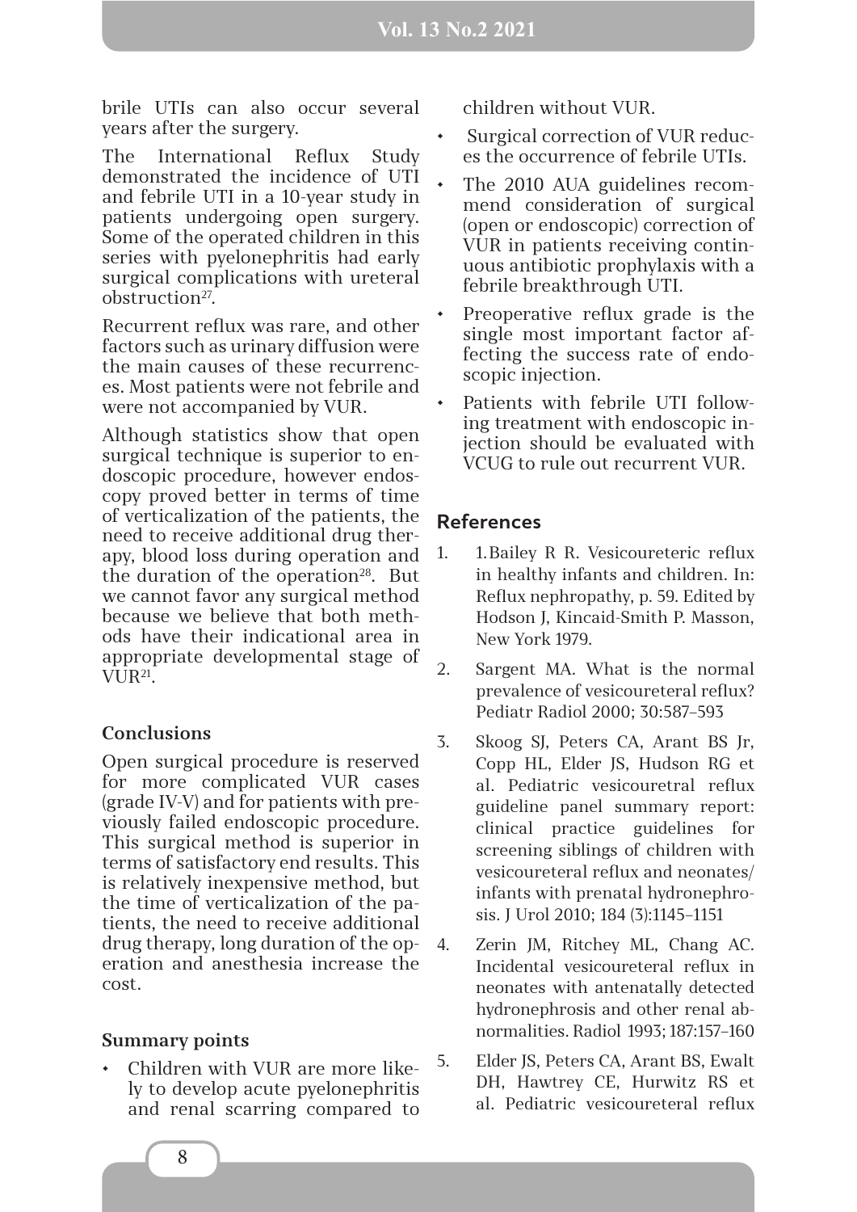brile UTIs can also occur several years after the surgery.

The International Reflux Study demonstrated the incidence of UTI and febrile UTI in a 10-year study in patients undergoing open surgery. Some of the operated children in this series with pyelonephritis had early surgical complications with ureteral obstruction[27].

Recurrent reflux was rare, and other factors such as urinary diffusion were the main causes of these recurrences. Most patients were not febrile and were not accompanied by VUR.

Although statistics show that open surgical technique is superior to endoscopic procedure, however endoscopy proved better in terms of time of verticalization of the patients, the need to receive additional drug therapy, blood loss during operation and the duration of the operation[28]. But we cannot favor any surgical method because we believe that both methods have their indicational area in appropriate developmental stage of VUR[21].

### Conclusions

Open surgical procedure is reserved for more complicated VUR cases (grade IV-V) and for patients with previously failed endoscopic procedure. This surgical method is superior in terms of satisfactory end results. This is relatively inexpensive method, but the time of verticalization of the patients, the need to receive additional drug therapy, long duration of the operation and anesthesia increase the cost.

### Summary points

- Children with VUR are more likely to develop acute pyelonephritis and renal scarring compared to children without VUR.
- Surgical correction of VUR reduces the occurrence of febrile UTIs.
- The 2010 AUA guidelines recommend consideration of surgical (open or endoscopic) correction of VUR in patients receiving continuous antibiotic prophylaxis with a febrile breakthrough UTI.
- Preoperative reflux grade is the single most important factor affecting the success rate of endoscopic injection.
- Patients with febrile UTI following treatment with endoscopic injection should be evaluated with VCUG to rule out recurrent VUR.

## References

1. 1.Bailey R R. Vesicoureteric reflux in healthy infants and children. In: Reflux nephropathy, p. 59. Edited by Hodson J, Kincaid-Smith P. Masson, New York 1979.
2. Sargent MA. What is the normal prevalence of vesicoureteral reflux? Pediatr Radiol 2000; 30:587–593
3. Skoog SJ, Peters CA, Arant BS Jr, Copp HL, Elder JS, Hudson RG et al. Pediatric vesicouretral reflux guideline panel summary report: clinical practice guidelines for screening siblings of children with vesicoureteral reflux and neonates/infants with prenatal hydronephrosis. J Urol 2010; 184 (3):1145–1151
4. Zerin JM, Ritchey ML, Chang AC. Incidental vesicoureteral reflux in neonates with antenatally detected hydronephrosis and other renal abnormalities. Radiol 1993; 187:157–160
5. Elder JS, Peters CA, Arant BS, Ewalt DH, Hawtrey CE, Hurwitz RS et al. Pediatric vesicoureteral reflux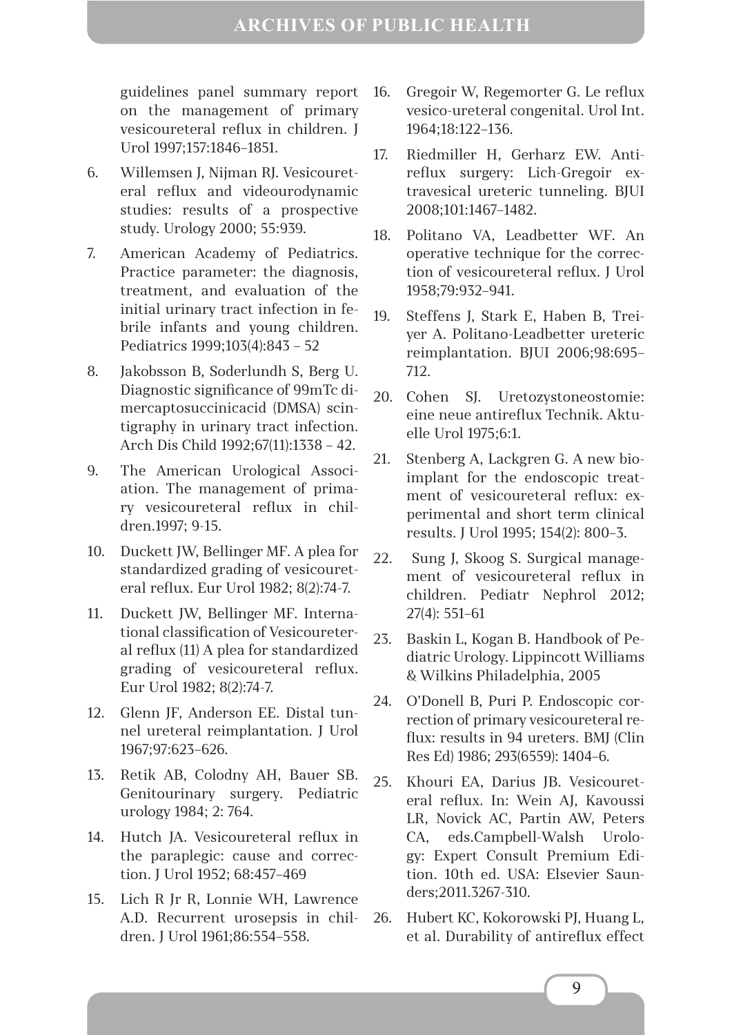guidelines panel summary report on the management of primary vesicoureteral reflux in children. J Urol 1997;157:1846–1851.

6. Willemsen J, Nijman RJ. Vesicoureteral reflux and videourodynamic studies: results of a prospective study. Urology 2000; 55:939.
7. American Academy of Pediatrics. Practice parameter: the diagnosis, treatment, and evaluation of the initial urinary tract infection in febrile infants and young children. Pediatrics 1999;103(4):843 – 52
8. Jakobsson B, Soderlundh S, Berg U. Diagnostic significance of 99mTc dimercaptosuccinicacid (DMSA) scintigraphy in urinary tract infection. Arch Dis Child 1992;67(11):1338 – 42.
9. The American Urological Association. The management of primary vesicoureteral reflux in children.1997; 9-15.
10. Duckett JW, Bellinger MF. A plea for standardized grading of vesicoureteral reflux. Eur Urol 1982; 8(2):74-7.
11. Duckett JW, Bellinger MF. International classification of Vesicoureteral reflux (11) A plea for standardized grading of vesicoureteral reflux. Eur Urol 1982; 8(2):74-7.
12. Glenn JF, Anderson EE. Distal tunnel ureteral reimplantation. J Urol 1967;97:623–626.
13. Retik AB, Colodny AH, Bauer SB. Genitourinary surgery. Pediatric urology 1984; 2: 764.
14. Hutch JA. Vesicoureteral reflux in the paraplegic: cause and correction. J Urol 1952; 68:457–469
15. Lich R Jr R, Lonnie WH, Lawrence A.D. Recurrent urosepsis in children. J Urol 1961;86:554–558.
16. Gregoir W, Regemorter G. Le reflux vesico-ureteral congenital. Urol Int. 1964;18:122–136.
17. Riedmiller H, Gerharz EW. Antireflux surgery: Lich-Gregoir extravesical ureteric tunneling. BJUI 2008;101:1467–1482.
18. Politano VA, Leadbetter WF. An operative technique for the correction of vesicoureteral reflux. J Urol 1958;79:932–941.
19. Steffens J, Stark E, Haben B, Treiyer A. Politano-Leadbetter ureteric reimplantation. BJUI 2006;98:695–712.
20. Cohen SJ. Uretozystoneostomie: eine neue antireflux Technik. Aktuelle Urol 1975;6:1.
21. Stenberg A, Lackgren G. A new bioimplant for the endoscopic treatment of vesicoureteral reflux: experimental and short term clinical results. J Urol 1995; 154(2): 800–3.
22. Sung J, Skoog S. Surgical management of vesicoureteral reflux in children. Pediatr Nephrol 2012; 27(4): 551–61
23. Baskin L, Kogan B. Handbook of Pediatric Urology. Lippincott Williams & Wilkins Philadelphia, 2005
24. O'Donell B, Puri P. Endoscopic correction of primary vesicoureteral reflux: results in 94 ureters. BMJ (Clin Res Ed) 1986; 293(6559): 1404–6.
25. Khouri EA, Darius JB. Vesicoureteral reflux. In: Wein AJ, Kavoussi LR, Novick AC, Partin AW, Peters CA, eds.Campbell-Walsh Urology: Expert Consult Premium Edition. 10th ed. USA: Elsevier Saunders;2011.3267-310.
26. Hubert KC, Kokorowski PJ, Huang L, et al. Durability of antireflux effect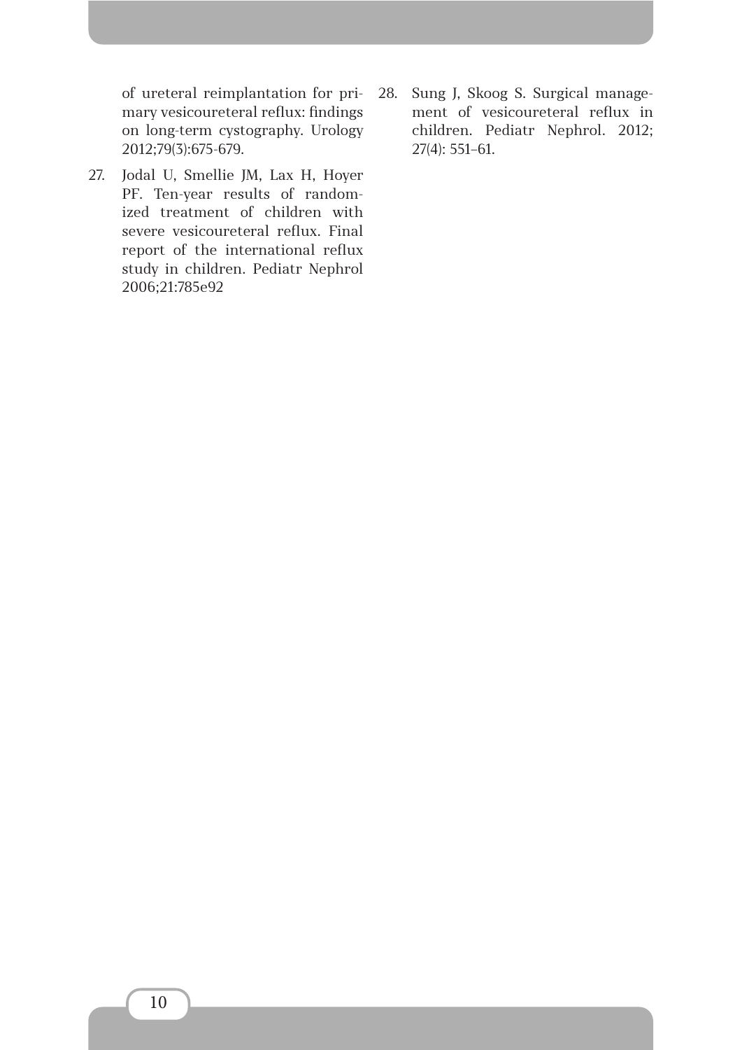of ureteral reimplantation for primary vesicoureteral reflux: findings on long-term cystography. Urology 2012;79(3):675-679.

27. Jodal U, Smellie JM, Lax H, Hoyer PF. Ten-year results of randomized treatment of children with severe vesicoureteral reflux. Final report of the international reflux study in children. Pediatr Nephrol 2006;21:785e92

28. Sung J, Skoog S. Surgical management of vesicoureteral reflux in children. Pediatr Nephrol. 2012; 27(4): 551–61.